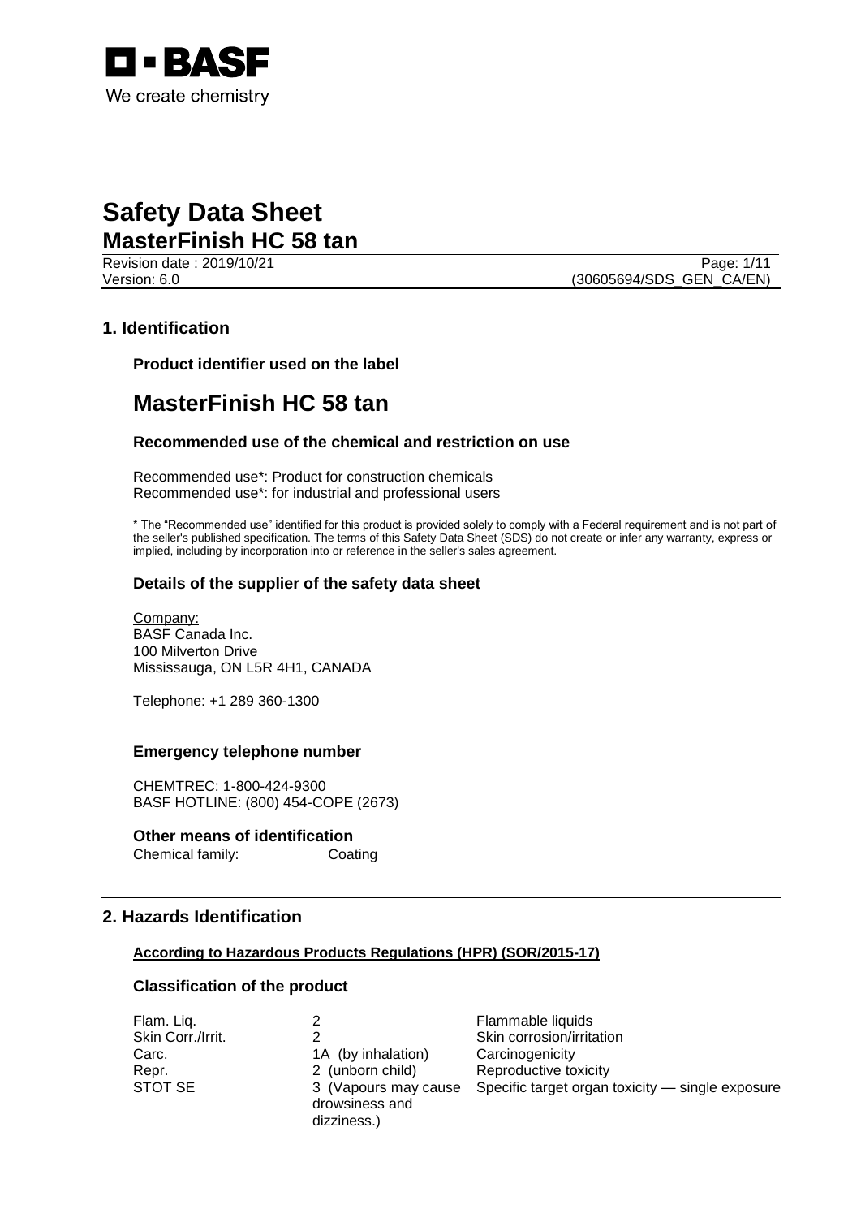# Safety Data Sheet

# MasterFinish HC 58 tan

Revision date : 2019/10/21
Version: 6.0
(30605694/SDS_GEN_CA/EN)

## 1. Identification

### Product identifier used on the label

# MasterFinish HC 58 tan

### Recommended use of the chemical and restriction on use

Recommended use*: Product for construction chemicals
Recommended use*: for industrial and professional users

* The "Recommended use" identified for this product is provided solely to comply with a Federal requirement and is not part of the seller's published specification. The terms of this Safety Data Sheet (SDS) do not create or infer any warranty, express or implied, including by incorporation into or reference in the seller's sales agreement.

### Details of the supplier of the safety data sheet

Company:
BASF Canada Inc.
100 Milverton Drive
Mississauga, ON L5R 4H1, CANADA

Telephone: +1 289 360-1300

### Emergency telephone number

CHEMTREC: 1-800-424-9300
BASF HOTLINE: (800) 454-COPE (2673)

### Other means of identification

Chemical family: Coating

## 2. Hazards Identification

**According to Hazardous Products Regulations (HPR) (SOR/2015-17)**

### Classification of the product

| | | |
|---|---|---|
| Flam. Liq. | 2 | Flammable liquids |
| Skin Corr./Irrit. | 2 | Skin corrosion/irritation |
| Carc. | 1A (by inhalation) | Carcinogenicity |
| Repr. | 2 (unborn child) | Reproductive toxicity |
| STOT SE | 3 (Vapours may cause drowsiness and dizziness.) | Specific target organ toxicity — single exposure |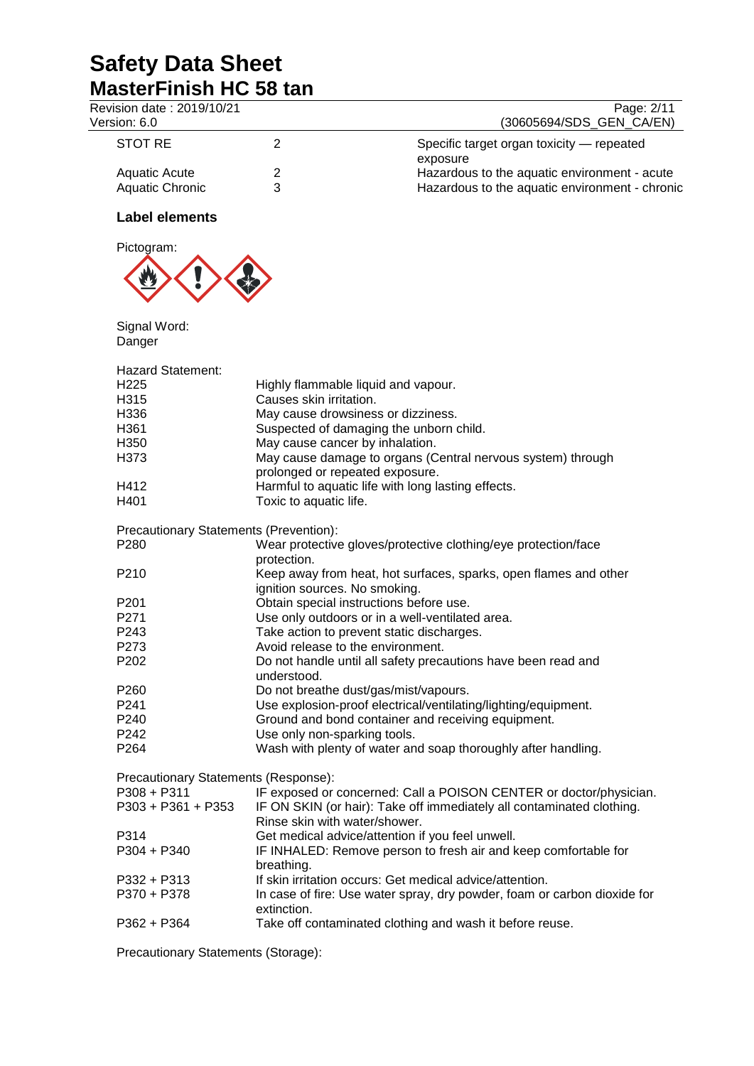| | | |
|---|---|---|
| STOT RE | 2 | Specific target organ toxicity — repeated exposure |
| Aquatic Acute | 2 | Hazardous to the aquatic environment - acute |
| Aquatic Chronic | 3 | Hazardous to the aquatic environment - chronic |

### Label elements

Pictogram:

Signal Word:
Danger

Hazard Statement:

| | |
|---|---|
| H225 | Highly flammable liquid and vapour. |
| H315 | Causes skin irritation. |
| H336 | May cause drowsiness or dizziness. |
| H361 | Suspected of damaging the unborn child. |
| H350 | May cause cancer by inhalation. |
| H373 | May cause damage to organs (Central nervous system) through prolonged or repeated exposure. |
| H412 | Harmful to aquatic life with long lasting effects. |
| H401 | Toxic to aquatic life. |

Precautionary Statements (Prevention):

| | |
|---|---|
| P280 | Wear protective gloves/protective clothing/eye protection/face protection. |
| P210 | Keep away from heat, hot surfaces, sparks, open flames and other ignition sources. No smoking. |
| P201 | Obtain special instructions before use. |
| P271 | Use only outdoors or in a well-ventilated area. |
| P243 | Take action to prevent static discharges. |
| P273 | Avoid release to the environment. |
| P202 | Do not handle until all safety precautions have been read and understood. |
| P260 | Do not breathe dust/gas/mist/vapours. |
| P241 | Use explosion-proof electrical/ventilating/lighting/equipment. |
| P240 | Ground and bond container and receiving equipment. |
| P242 | Use only non-sparking tools. |
| P264 | Wash with plenty of water and soap thoroughly after handling. |

Precautionary Statements (Response):

| | |
|---|---|
| P308 + P311 | IF exposed or concerned: Call a POISON CENTER or doctor/physician. |
| P303 + P361 + P353 | IF ON SKIN (or hair): Take off immediately all contaminated clothing. Rinse skin with water/shower. |
| P314 | Get medical advice/attention if you feel unwell. |
| P304 + P340 | IF INHALED: Remove person to fresh air and keep comfortable for breathing. |
| P332 + P313 | If skin irritation occurs: Get medical advice/attention. |
| P370 + P378 | In case of fire: Use water spray, dry powder, foam or carbon dioxide for extinction. |
| P362 + P364 | Take off contaminated clothing and wash it before reuse. |

Precautionary Statements (Storage):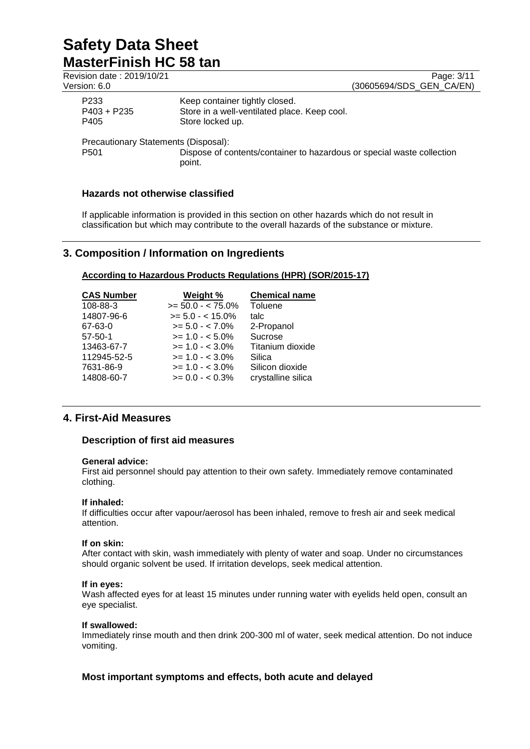| | |
|---|---|
| P233 | Keep container tightly closed. |
| P403 + P235 | Store in a well-ventilated place. Keep cool. |
| P405 | Store locked up. |

Precautionary Statements (Disposal):

| | |
|---|---|
| P501 | Dispose of contents/container to hazardous or special waste collection point. |

### Hazards not otherwise classified

If applicable information is provided in this section on other hazards which do not result in classification but which may contribute to the overall hazards of the substance or mixture.

## 3. Composition / Information on Ingredients

**According to Hazardous Products Regulations (HPR) (SOR/2015-17)**

| CAS Number | Weight % | Chemical name |
|---|---|---|
| 108-88-3 | >= 50.0 - < 75.0% | Toluene |
| 14807-96-6 | >= 5.0 - < 15.0% | talc |
| 67-63-0 | >= 5.0 - < 7.0% | 2-Propanol |
| 57-50-1 | >= 1.0 - < 5.0% | Sucrose |
| 13463-67-7 | >= 1.0 - < 3.0% | Titanium dioxide |
| 112945-52-5 | >= 1.0 - < 3.0% | Silica |
| 7631-86-9 | >= 1.0 - < 3.0% | Silicon dioxide |
| 14808-60-7 | >= 0.0 - < 0.3% | crystalline silica |

## 4. First-Aid Measures

### Description of first aid measures

**General advice:**
First aid personnel should pay attention to their own safety. Immediately remove contaminated clothing.

**If inhaled:**
If difficulties occur after vapour/aerosol has been inhaled, remove to fresh air and seek medical attention.

**If on skin:**
After contact with skin, wash immediately with plenty of water and soap. Under no circumstances should organic solvent be used. If irritation develops, seek medical attention.

**If in eyes:**
Wash affected eyes for at least 15 minutes under running water with eyelids held open, consult an eye specialist.

**If swallowed:**
Immediately rinse mouth and then drink 200-300 ml of water, seek medical attention. Do not induce vomiting.

### Most important symptoms and effects, both acute and delayed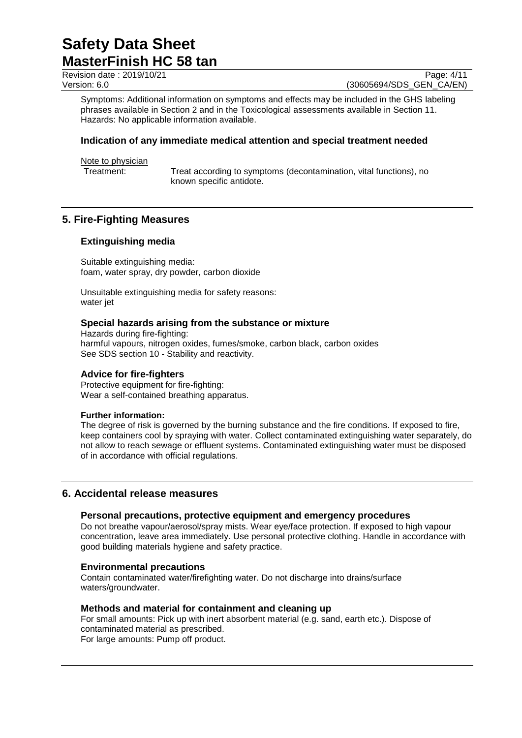Symptoms: Additional information on symptoms and effects may be included in the GHS labeling phrases available in Section 2 and in the Toxicological assessments available in Section 11.
Hazards: No applicable information available.

### Indication of any immediate medical attention and special treatment needed

Note to physician

Treatment: Treat according to symptoms (decontamination, vital functions), no known specific antidote.

## 5. Fire-Fighting Measures

### Extinguishing media

Suitable extinguishing media:
foam, water spray, dry powder, carbon dioxide

Unsuitable extinguishing media for safety reasons:
water jet

### Special hazards arising from the substance or mixture

Hazards during fire-fighting:
harmful vapours, nitrogen oxides, fumes/smoke, carbon black, carbon oxides
See SDS section 10 - Stability and reactivity.

### Advice for fire-fighters

Protective equipment for fire-fighting:
Wear a self-contained breathing apparatus.

**Further information:**

The degree of risk is governed by the burning substance and the fire conditions. If exposed to fire, keep containers cool by spraying with water. Collect contaminated extinguishing water separately, do not allow to reach sewage or effluent systems. Contaminated extinguishing water must be disposed of in accordance with official regulations.

## 6. Accidental release measures

### Personal precautions, protective equipment and emergency procedures

Do not breathe vapour/aerosol/spray mists. Wear eye/face protection. If exposed to high vapour concentration, leave area immediately. Use personal protective clothing. Handle in accordance with good building materials hygiene and safety practice.

### Environmental precautions

Contain contaminated water/firefighting water. Do not discharge into drains/surface waters/groundwater.

### Methods and material for containment and cleaning up

For small amounts: Pick up with inert absorbent material (e.g. sand, earth etc.). Dispose of contaminated material as prescribed.
For large amounts: Pump off product.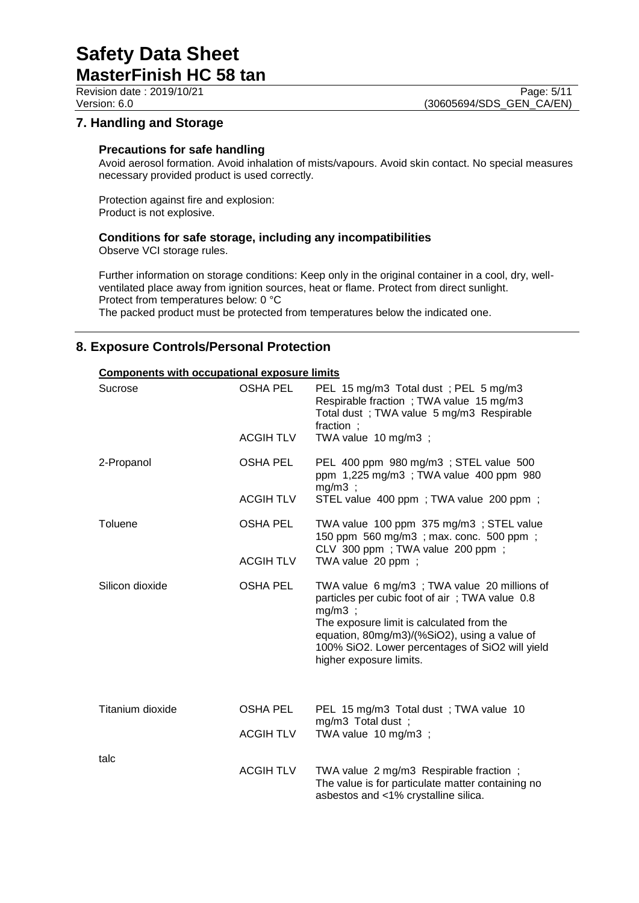## 7. Handling and Storage

### Precautions for safe handling

Avoid aerosol formation. Avoid inhalation of mists/vapours. Avoid skin contact. No special measures necessary provided product is used correctly.

Protection against fire and explosion:
Product is not explosive.

### Conditions for safe storage, including any incompatibilities

Observe VCI storage rules.

Further information on storage conditions: Keep only in the original container in a cool, dry, well-ventilated place away from ignition sources, heat or flame. Protect from direct sunlight.
Protect from temperatures below: 0 °C
The packed product must be protected from temperatures below the indicated one.

## 8. Exposure Controls/Personal Protection

**Components with occupational exposure limits**

| Component | Type | Value |
|---|---|---|
| Sucrose | OSHA PEL | PEL 15 mg/m3 Total dust ; PEL 5 mg/m3 Respirable fraction ; TWA value 15 mg/m3 Total dust ; TWA value 5 mg/m3 Respirable fraction ; |
| | ACGIH TLV | TWA value 10 mg/m3 ; |
| 2-Propanol | OSHA PEL | PEL 400 ppm 980 mg/m3 ; STEL value 500 ppm 1,225 mg/m3 ; TWA value 400 ppm 980 mg/m3 ; |
| | ACGIH TLV | STEL value 400 ppm ; TWA value 200 ppm ; |
| Toluene | OSHA PEL | TWA value 100 ppm 375 mg/m3 ; STEL value 150 ppm 560 mg/m3 ; max. conc. 500 ppm ; CLV 300 ppm ; TWA value 200 ppm ; |
| | ACGIH TLV | TWA value 20 ppm ; |
| Silicon dioxide | OSHA PEL | TWA value 6 mg/m3 ; TWA value 20 millions of particles per cubic foot of air ; TWA value 0.8 mg/m3 ; The exposure limit is calculated from the equation, 80mg/m3)/(%SiO2), using a value of 100% SiO2. Lower percentages of SiO2 will yield higher exposure limits. |
| Titanium dioxide | OSHA PEL | PEL 15 mg/m3 Total dust ; TWA value 10 mg/m3 Total dust ; |
| | ACGIH TLV | TWA value 10 mg/m3 ; |
| talc | ACGIH TLV | TWA value 2 mg/m3 Respirable fraction ; The value is for particulate matter containing no asbestos and <1% crystalline silica. |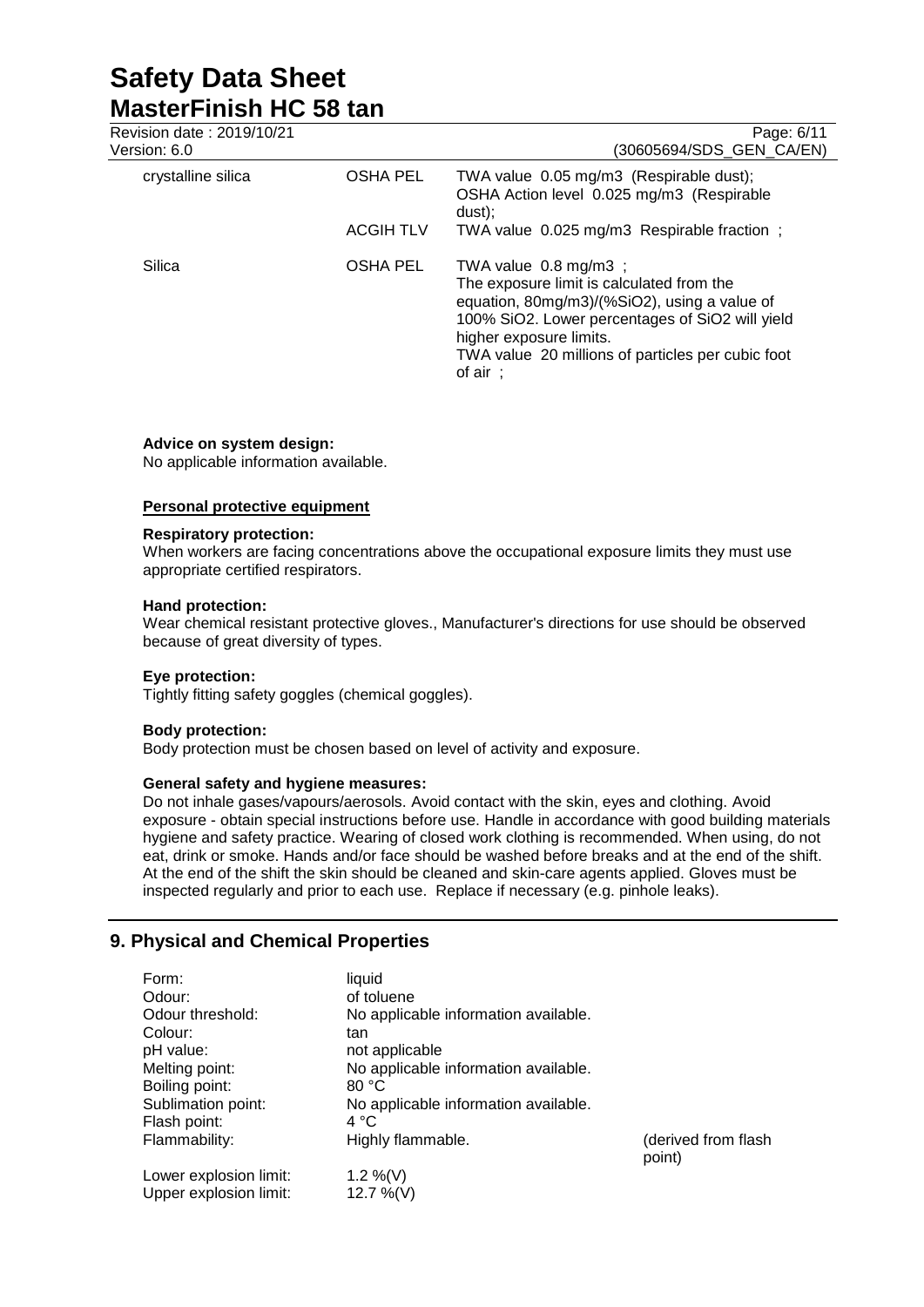| | | |
|---|---|---|
| crystalline silica | OSHA PEL | TWA value 0.05 mg/m3 (Respirable dust); OSHA Action level 0.025 mg/m3 (Respirable dust); |
| | ACGIH TLV | TWA value 0.025 mg/m3 Respirable fraction ; |
| Silica | OSHA PEL | TWA value 0.8 mg/m3 ; The exposure limit is calculated from the equation, 80mg/m3)/(%SiO2), using a value of 100% SiO2. Lower percentages of SiO2 will yield higher exposure limits. TWA value 20 millions of particles per cubic foot of air ; |

**Advice on system design:**
No applicable information available.

**Personal protective equipment**

**Respiratory protection:**
When workers are facing concentrations above the occupational exposure limits they must use appropriate certified respirators.

**Hand protection:**
Wear chemical resistant protective gloves., Manufacturer's directions for use should be observed because of great diversity of types.

**Eye protection:**
Tightly fitting safety goggles (chemical goggles).

**Body protection:**
Body protection must be chosen based on level of activity and exposure.

**General safety and hygiene measures:**
Do not inhale gases/vapours/aerosols. Avoid contact with the skin, eyes and clothing. Avoid exposure - obtain special instructions before use. Handle in accordance with good building materials hygiene and safety practice. Wearing of closed work clothing is recommended. When using, do not eat, drink or smoke. Hands and/or face should be washed before breaks and at the end of the shift. At the end of the shift the skin should be cleaned and skin-care agents applied. Gloves must be inspected regularly and prior to each use. Replace if necessary (e.g. pinhole leaks).

## 9. Physical and Chemical Properties

| | | |
|---|---|---|
| Form: | liquid | |
| Odour: | of toluene | |
| Odour threshold: | No applicable information available. | |
| Colour: | tan | |
| pH value: | not applicable | |
| Melting point: | No applicable information available. | |
| Boiling point: | 80 °C | |
| Sublimation point: | No applicable information available. | |
| Flash point: | 4 °C | |
| Flammability: | Highly flammable. | (derived from flash point) |
| Lower explosion limit: | 1.2 %(V) | |
| Upper explosion limit: | 12.7 %(V) | |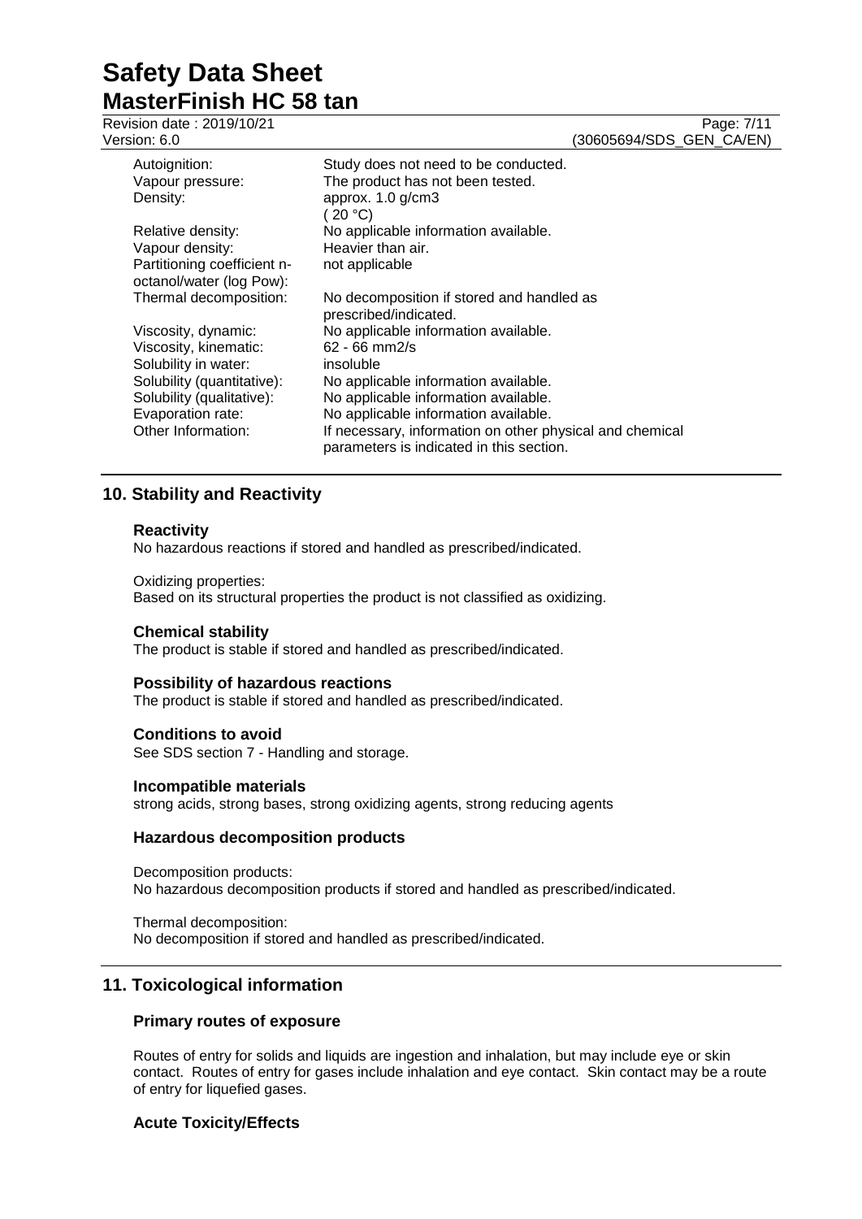| | |
|---|---|
| Autoignition: | Study does not need to be conducted. |
| Vapour pressure: | The product has not been tested. |
| Density: | approx. 1.0 g/cm3 ( 20 °C) |
| Relative density: | No applicable information available. |
| Vapour density: | Heavier than air. |
| Partitioning coefficient n-octanol/water (log Pow): | not applicable |
| Thermal decomposition: | No decomposition if stored and handled as prescribed/indicated. |
| Viscosity, dynamic: | No applicable information available. |
| Viscosity, kinematic: | 62 - 66 mm2/s |
| Solubility in water: | insoluble |
| Solubility (quantitative): | No applicable information available. |
| Solubility (qualitative): | No applicable information available. |
| Evaporation rate: | No applicable information available. |
| Other Information: | If necessary, information on other physical and chemical parameters is indicated in this section. |

## 10. Stability and Reactivity

### Reactivity

No hazardous reactions if stored and handled as prescribed/indicated.

Oxidizing properties:
Based on its structural properties the product is not classified as oxidizing.

### Chemical stability

The product is stable if stored and handled as prescribed/indicated.

### Possibility of hazardous reactions

The product is stable if stored and handled as prescribed/indicated.

### Conditions to avoid

See SDS section 7 - Handling and storage.

### Incompatible materials

strong acids, strong bases, strong oxidizing agents, strong reducing agents

### Hazardous decomposition products

Decomposition products:
No hazardous decomposition products if stored and handled as prescribed/indicated.

Thermal decomposition:
No decomposition if stored and handled as prescribed/indicated.

## 11. Toxicological information

### Primary routes of exposure

Routes of entry for solids and liquids are ingestion and inhalation, but may include eye or skin contact. Routes of entry for gases include inhalation and eye contact. Skin contact may be a route of entry for liquefied gases.

### Acute Toxicity/Effects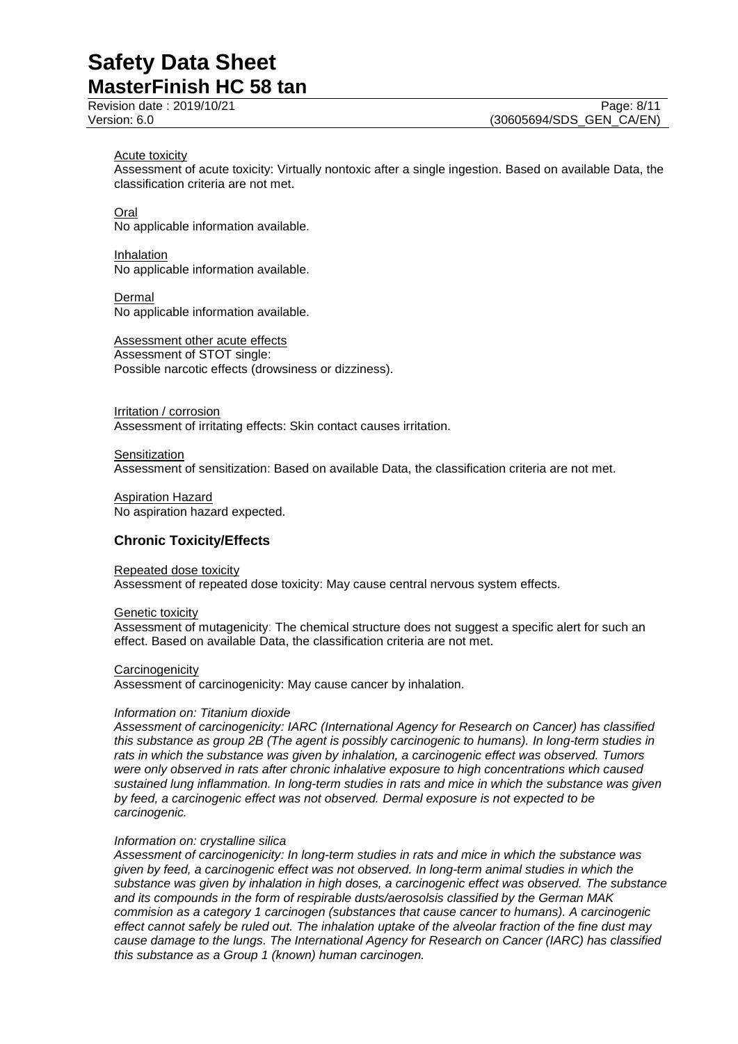Acute toxicity

Assessment of acute toxicity: Virtually nontoxic after a single ingestion. Based on available Data, the classification criteria are not met.

Oral

No applicable information available.

Inhalation

No applicable information available.

Dermal

No applicable information available.

Assessment other acute effects

Assessment of STOT single:
Possible narcotic effects (drowsiness or dizziness).

Irritation / corrosion

Assessment of irritating effects: Skin contact causes irritation.

Sensitization

Assessment of sensitization: Based on available Data, the classification criteria are not met.

Aspiration Hazard

No aspiration hazard expected.

## Chronic Toxicity/Effects

Repeated dose toxicity

Assessment of repeated dose toxicity: May cause central nervous system effects.

Genetic toxicity

Assessment of mutagenicity: The chemical structure does not suggest a specific alert for such an effect. Based on available Data, the classification criteria are not met.

Carcinogenicity

Assessment of carcinogenicity: May cause cancer by inhalation.

*Information on: Titanium dioxide*

*Assessment of carcinogenicity: IARC (International Agency for Research on Cancer) has classified this substance as group 2B (The agent is possibly carcinogenic to humans). In long-term studies in rats in which the substance was given by inhalation, a carcinogenic effect was observed. Tumors were only observed in rats after chronic inhalative exposure to high concentrations which caused sustained lung inflammation. In long-term studies in rats and mice in which the substance was given by feed, a carcinogenic effect was not observed. Dermal exposure is not expected to be carcinogenic.*

*Information on: crystalline silica*

*Assessment of carcinogenicity: In long-term studies in rats and mice in which the substance was given by feed, a carcinogenic effect was not observed. In long-term animal studies in which the substance was given by inhalation in high doses, a carcinogenic effect was observed. The substance and its compounds in the form of respirable dusts/aerosolsis classified by the German MAK commision as a category 1 carcinogen (substances that cause cancer to humans). A carcinogenic effect cannot safely be ruled out. The inhalation uptake of the alveolar fraction of the fine dust may cause damage to the lungs. The International Agency for Research on Cancer (IARC) has classified this substance as a Group 1 (known) human carcinogen.*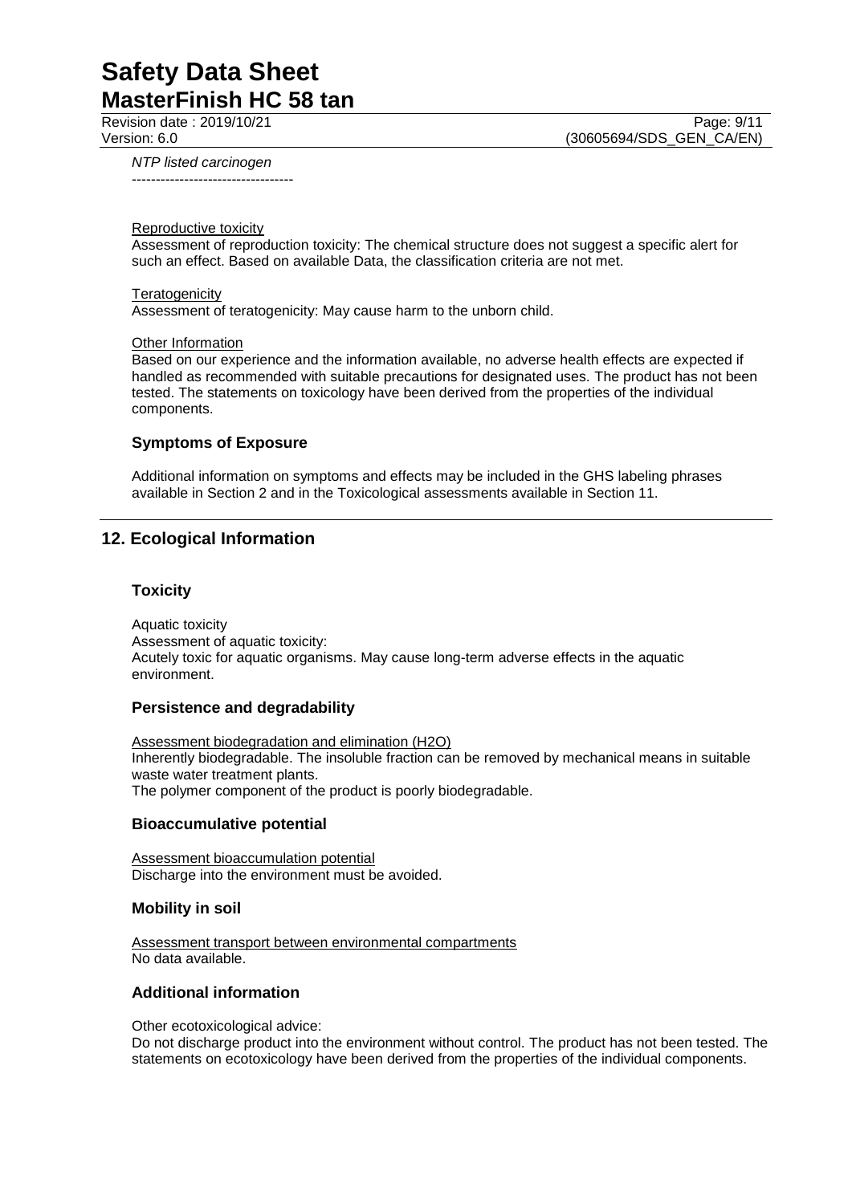*NTP listed carcinogen*

----------------------------------

Reproductive toxicity

Assessment of reproduction toxicity: The chemical structure does not suggest a specific alert for such an effect. Based on available Data, the classification criteria are not met.

Teratogenicity

Assessment of teratogenicity: May cause harm to the unborn child.

Other Information

Based on our experience and the information available, no adverse health effects are expected if handled as recommended with suitable precautions for designated uses. The product has not been tested. The statements on toxicology have been derived from the properties of the individual components.

### Symptoms of Exposure

Additional information on symptoms and effects may be included in the GHS labeling phrases available in Section 2 and in the Toxicological assessments available in Section 11.

## 12. Ecological Information

### Toxicity

Aquatic toxicity

Assessment of aquatic toxicity:

Acutely toxic for aquatic organisms. May cause long-term adverse effects in the aquatic environment.

### Persistence and degradability

Assessment biodegradation and elimination ($H_2O$)

Inherently biodegradable. The insoluble fraction can be removed by mechanical means in suitable waste water treatment plants.

The polymer component of the product is poorly biodegradable.

### Bioaccumulative potential

Assessment bioaccumulation potential

Discharge into the environment must be avoided.

### Mobility in soil

Assessment transport between environmental compartments

No data available.

### Additional information

Other ecotoxicological advice:

Do not discharge product into the environment without control. The product has not been tested. The statements on ecotoxicology have been derived from the properties of the individual components.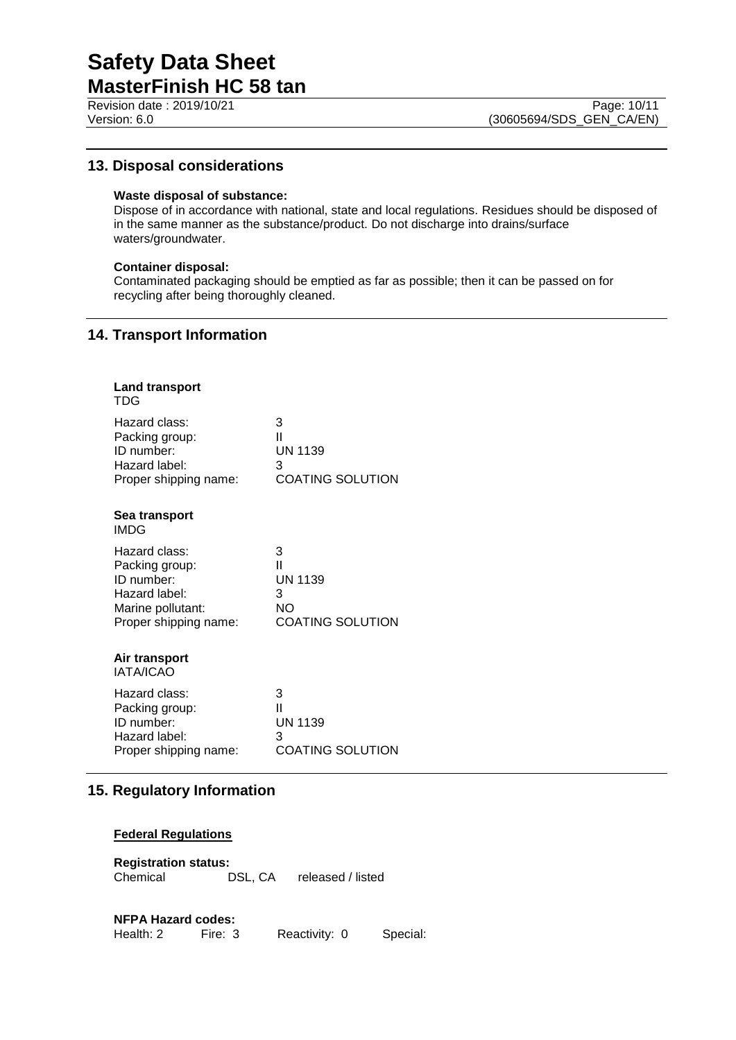## 13. Disposal considerations

**Waste disposal of substance:**
Dispose of in accordance with national, state and local regulations. Residues should be disposed of in the same manner as the substance/product. Do not discharge into drains/surface waters/groundwater.

**Container disposal:**
Contaminated packaging should be emptied as far as possible; then it can be passed on for recycling after being thoroughly cleaned.

## 14. Transport Information

**Land transport**
TDG

| | |
|---|---|
| Hazard class: | 3 |
| Packing group: | II |
| ID number: | UN 1139 |
| Hazard label: | 3 |
| Proper shipping name: | COATING SOLUTION |

**Sea transport**
IMDG

| | |
|---|---|
| Hazard class: | 3 |
| Packing group: | II |
| ID number: | UN 1139 |
| Hazard label: | 3 |
| Marine pollutant: | NO |
| Proper shipping name: | COATING SOLUTION |

**Air transport**
IATA/ICAO

| | |
|---|---|
| Hazard class: | 3 |
| Packing group: | II |
| ID number: | UN 1139 |
| Hazard label: | 3 |
| Proper shipping name: | COATING SOLUTION |

## 15. Regulatory Information

**Federal Regulations**

**Registration status:**
Chemical DSL, CA released / listed

**NFPA Hazard codes:**
Health: 2 Fire: 3 Reactivity: 0 Special: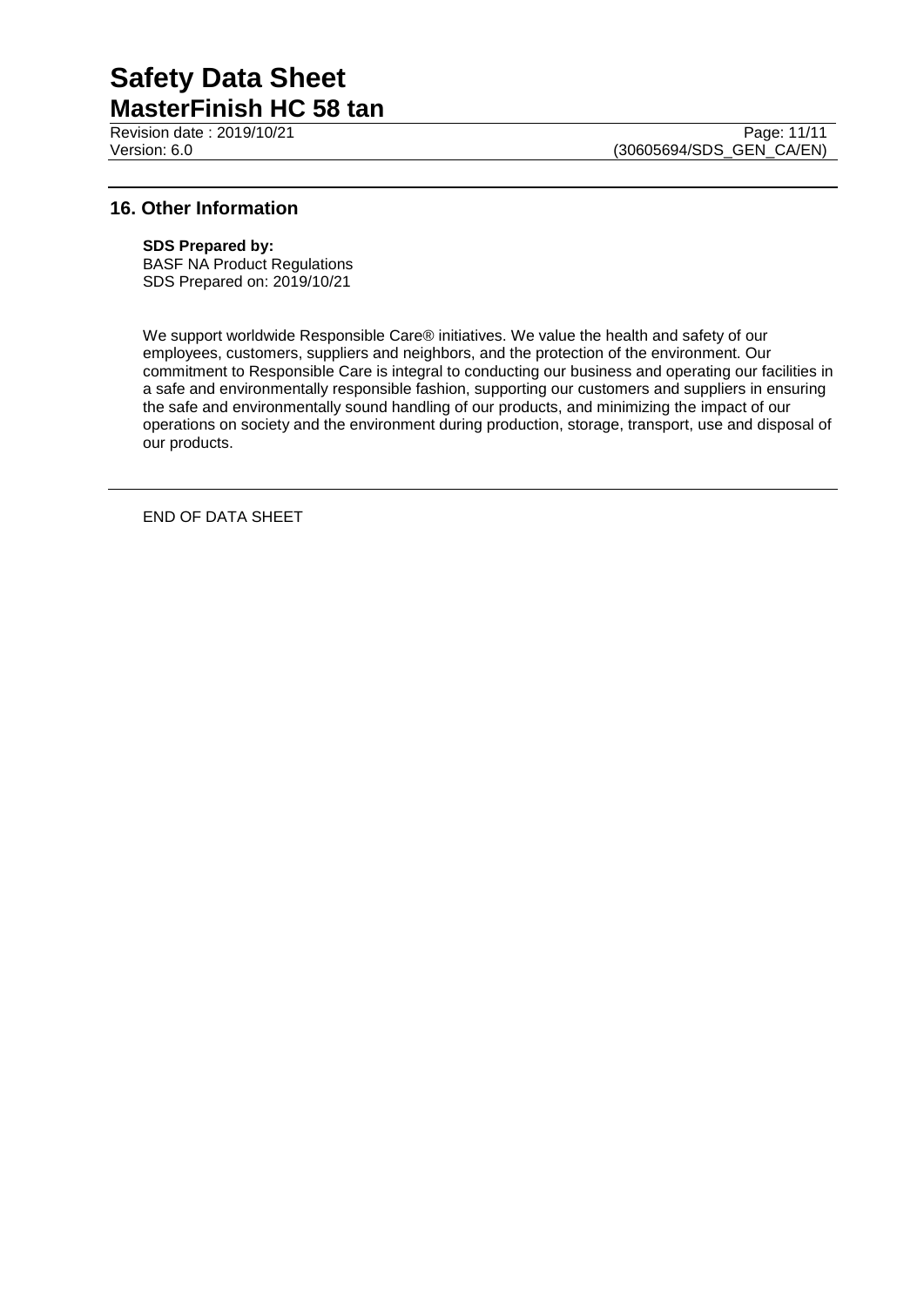## 16. Other Information

**SDS Prepared by:**
BASF NA Product Regulations
SDS Prepared on: 2019/10/21

We support worldwide Responsible Care® initiatives. We value the health and safety of our employees, customers, suppliers and neighbors, and the protection of the environment. Our commitment to Responsible Care is integral to conducting our business and operating our facilities in a safe and environmentally responsible fashion, supporting our customers and suppliers in ensuring the safe and environmentally sound handling of our products, and minimizing the impact of our operations on society and the environment during production, storage, transport, use and disposal of our products.

---

END OF DATA SHEET